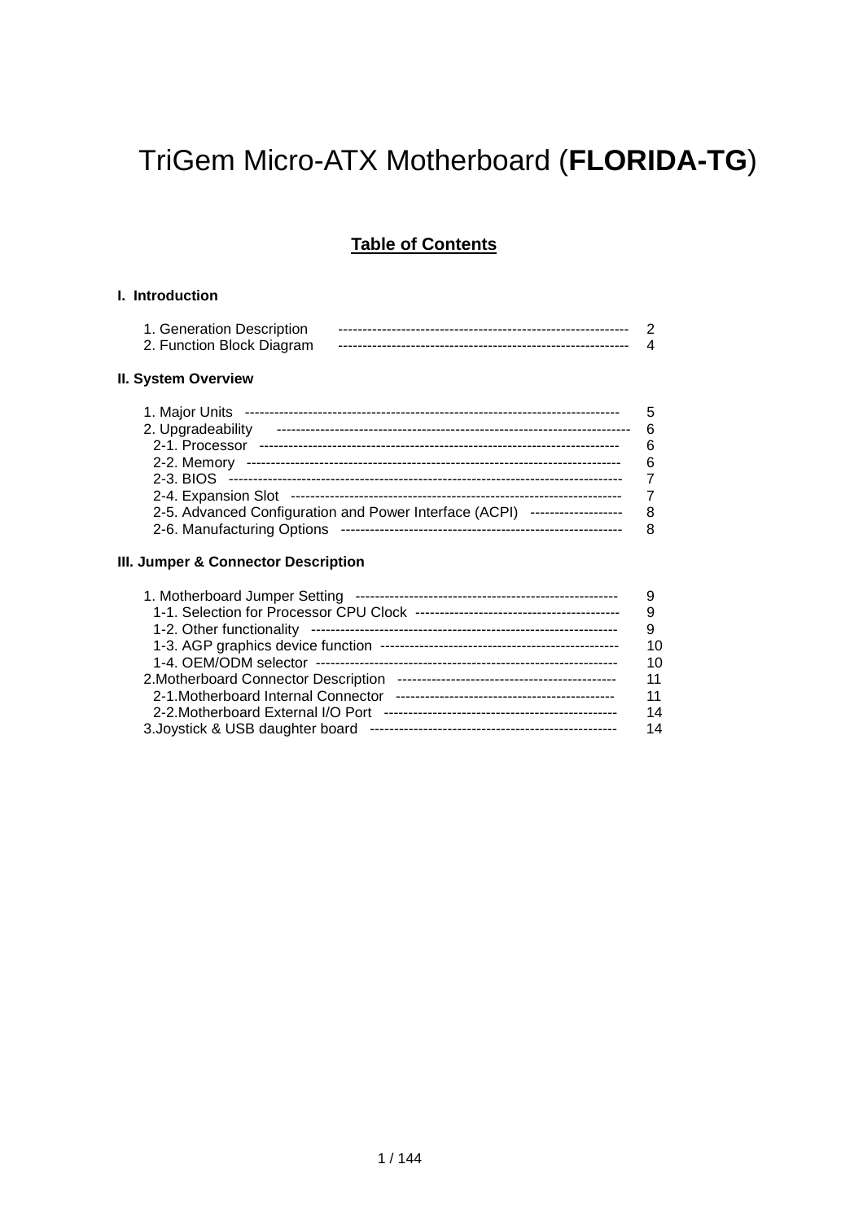# TriGem Micro-ATX Motherboard (**FLORIDA-TG**)

## Table of Contents

**I. Introduction**

1. Generation Description ------------------------------------------------------------ 2
2. Function Block Diagram ------------------------------------------------------------ 4

**II. System Overview**

1. Major Units ---------------------------------------------------------------------------- 5
2. Upgradeability ----------------------------------------------------------------------- 6
   - 2-1. Processor ------------------------------------------------------------------------ 6
   - 2-2. Memory -------------------------------------------------------------------------- 6
   - 2-3. BIOS ------------------------------------------------------------------------------ 7
   - 2-4. Expansion Slot ---------------------------------------------------------------- 7
   - 2-5. Advanced Configuration and Power Interface (ACPI) ------------------- 8
   - 2-6. Manufacturing Options -------------------------------------------------------- 8

**III. Jumper & Connector Description**

1. Motherboard Jumper Setting ----------------------------------------------------- 9
   - 1-1. Selection for Processor CPU Clock ------------------------------------------ 9
   - 1-2. Other functionality ------------------------------------------------------------- 9
   - 1-3. AGP graphics device function ------------------------------------------------ 10
   - 1-4. OEM/ODM selector ------------------------------------------------------------ 10
2. Motherboard Connector Description -------------------------------------------- 11
   - 2-1. Motherboard Internal Connector -------------------------------------------- 11
   - 2-2. Motherboard External I/O Port ---------------------------------------------- 14
3. Joystick & USB daughter board --------------------------------------------------- 14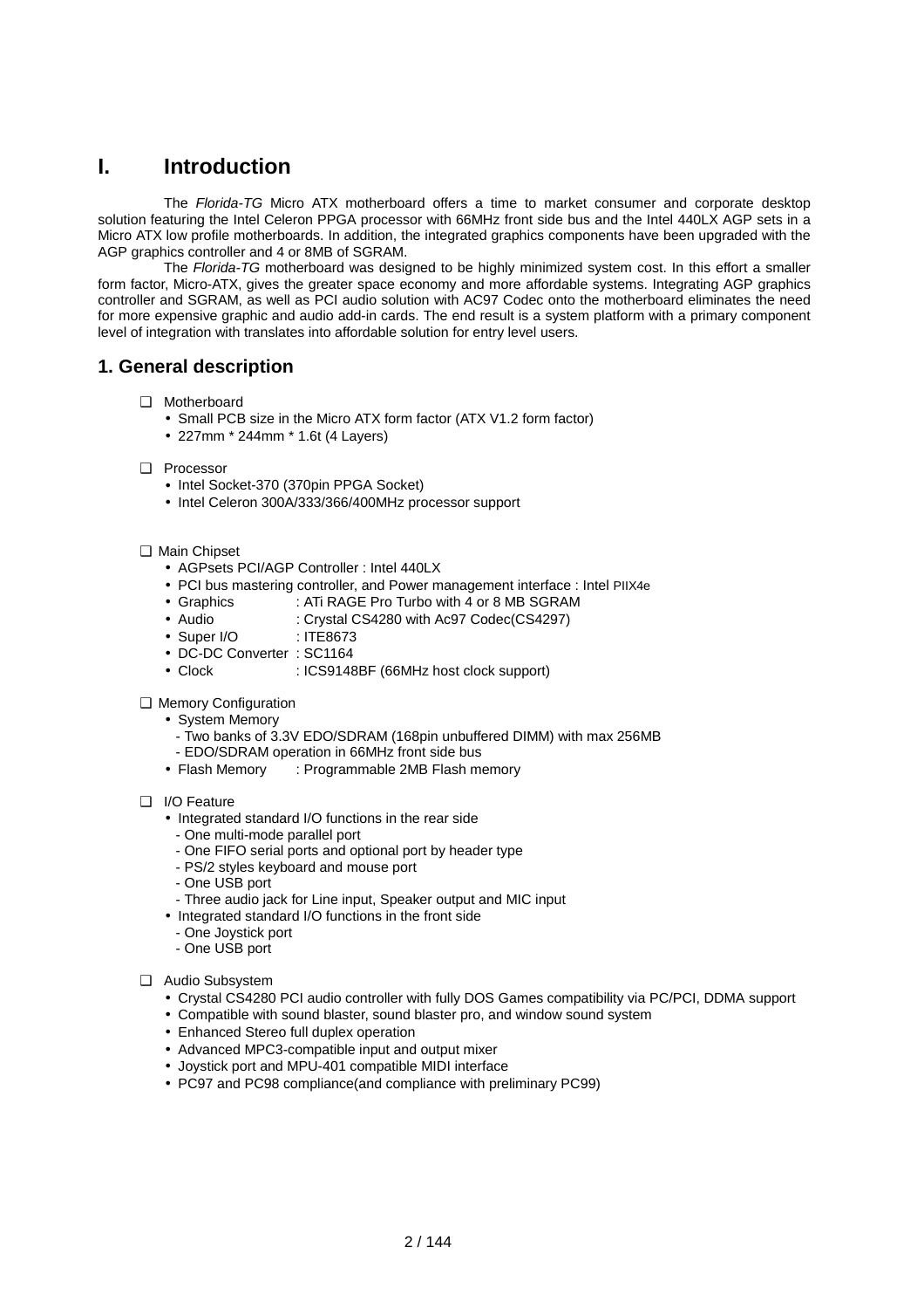# I. Introduction

The *Florida-TG* Micro ATX motherboard offers a time to market consumer and corporate desktop solution featuring the Intel Celeron PPGA processor with 66MHz front side bus and the Intel 440LX AGP sets in a Micro ATX low profile motherboards. In addition, the integrated graphics components have been upgraded with the AGP graphics controller and 4 or 8MB of SGRAM.

The *Florida-TG* motherboard was designed to be highly minimized system cost. In this effort a smaller form factor, Micro-ATX, gives the greater space economy and more affordable systems. Integrating AGP graphics controller and SGRAM, as well as PCI audio solution with AC97 Codec onto the motherboard eliminates the need for more expensive graphic and audio add-in cards. The end result is a system platform with a primary component level of integration with translates into affordable solution for entry level users.

## 1. General description

❑ Motherboard
- Small PCB size in the Micro ATX form factor (ATX V1.2 form factor)
- 227mm * 244mm * 1.6t (4 Layers)

❑ Processor
- Intel Socket-370 (370pin PPGA Socket)
- Intel Celeron 300A/333/366/400MHz processor support

❑ Main Chipset
- AGPsets PCI/AGP Controller : Intel 440LX
- PCI bus mastering controller, and Power management interface : Intel PIIX4e
- Graphics : ATi RAGE Pro Turbo with 4 or 8 MB SGRAM
- Audio : Crystal CS4280 with Ac97 Codec(CS4297)
- Super I/O : ITE8673
- DC-DC Converter : SC1164
- Clock : ICS9148BF (66MHz host clock support)

❑ Memory Configuration
- System Memory
  - Two banks of 3.3V EDO/SDRAM (168pin unbuffered DIMM) with max 256MB
  - EDO/SDRAM operation in 66MHz front side bus
- Flash Memory : Programmable 2MB Flash memory

❑ I/O Feature
- Integrated standard I/O functions in the rear side
  - One multi-mode parallel port
  - One FIFO serial ports and optional port by header type
  - PS/2 styles keyboard and mouse port
  - One USB port
  - Three audio jack for Line input, Speaker output and MIC input
- Integrated standard I/O functions in the front side
  - One Joystick port
  - One USB port

❑ Audio Subsystem
- Crystal CS4280 PCI audio controller with fully DOS Games compatibility via PC/PCI, DDMA support
- Compatible with sound blaster, sound blaster pro, and window sound system
- Enhanced Stereo full duplex operation
- Advanced MPC3-compatible input and output mixer
- Joystick port and MPU-401 compatible MIDI interface
- PC97 and PC98 compliance(and compliance with preliminary PC99)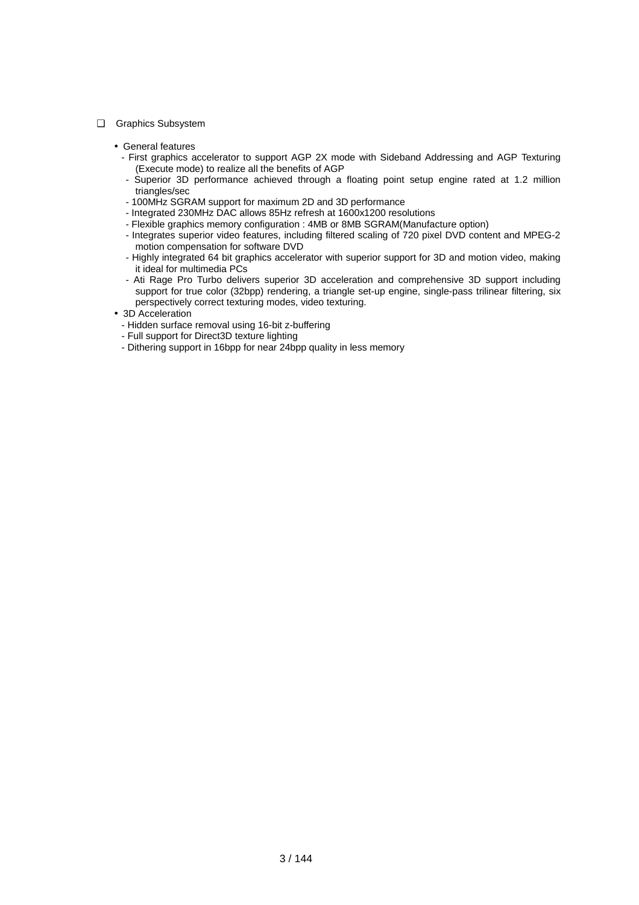## ❑ Graphics Subsystem

- General features
  - First graphics accelerator to support AGP 2X mode with Sideband Addressing and AGP Texturing (Execute mode) to realize all the benefits of AGP
  - Superior 3D performance achieved through a floating point setup engine rated at 1.2 million triangles/sec
  - 100MHz SGRAM support for maximum 2D and 3D performance
  - Integrated 230MHz DAC allows 85Hz refresh at 1600x1200 resolutions
  - Flexible graphics memory configuration : 4MB or 8MB SGRAM(Manufacture option)
  - Integrates superior video features, including filtered scaling of 720 pixel DVD content and MPEG-2 motion compensation for software DVD
  - Highly integrated 64 bit graphics accelerator with superior support for 3D and motion video, making it ideal for multimedia PCs
  - Ati Rage Pro Turbo delivers superior 3D acceleration and comprehensive 3D support including support for true color (32bpp) rendering, a triangle set-up engine, single-pass trilinear filtering, six perspectively correct texturing modes, video texturing.
- 3D Acceleration
  - Hidden surface removal using 16-bit z-buffering
  - Full support for Direct3D texture lighting
  - Dithering support in 16bpp for near 24bpp quality in less memory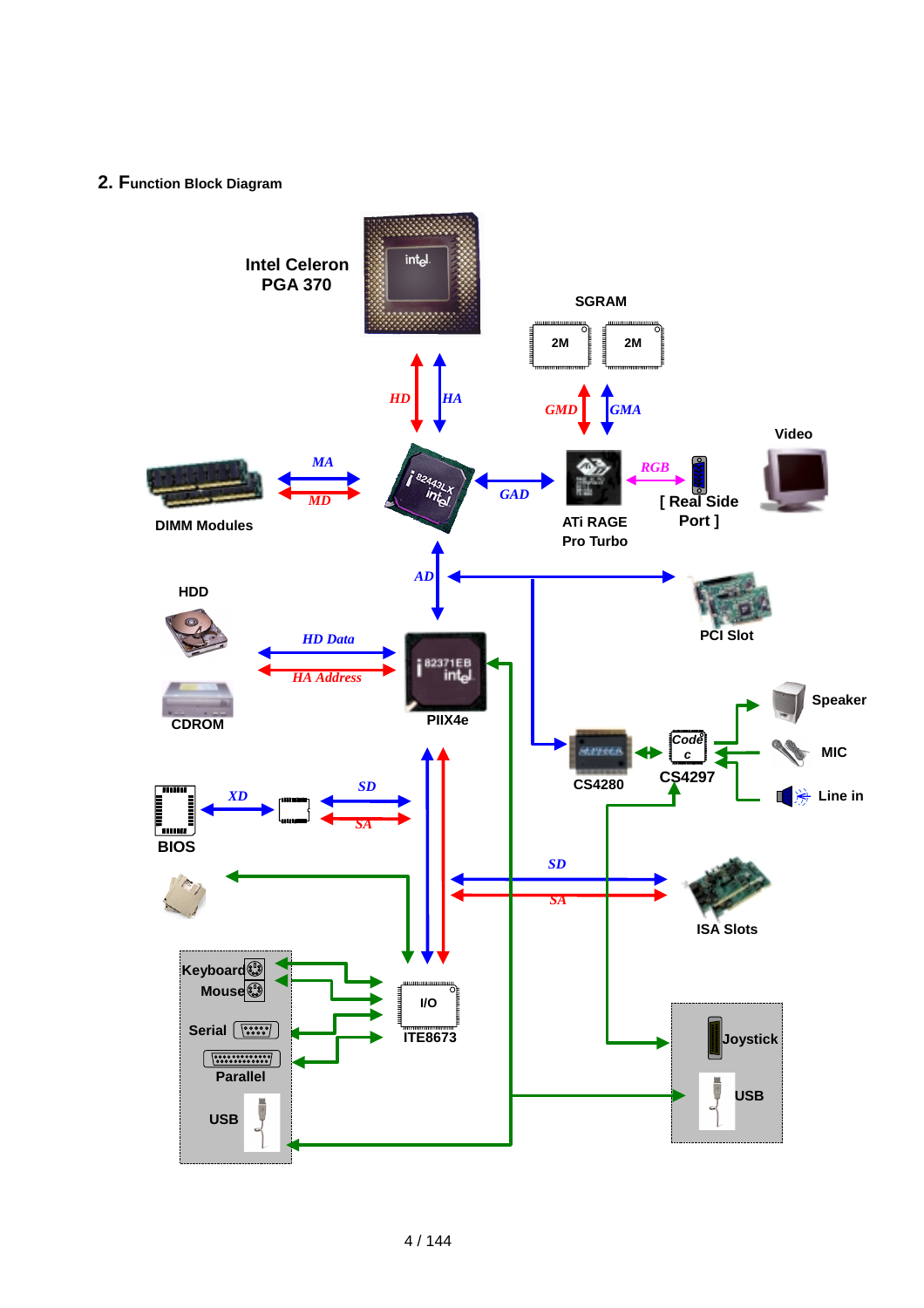## 2. Function Block Diagram

Intel Celeron PGA 370

HD HA

SGRAM

2M 2M

GMD GMA

Video

MA

MD

DIMM Modules

GAD

RGB

ATi RAGE Pro Turbo

[ Real Side Port ]

AD

HDD

PCI Slot

HD Data

HA Address

CDROM

PIIX4e

Speaker

CS4280

Codec

CS4297

MIC

Line in

XD

SD

SA

BIOS

SD

SA

ISA Slots

Keyboard

Mouse

I/O

ITE8673

Serial

Parallel

Joystick

USB

USB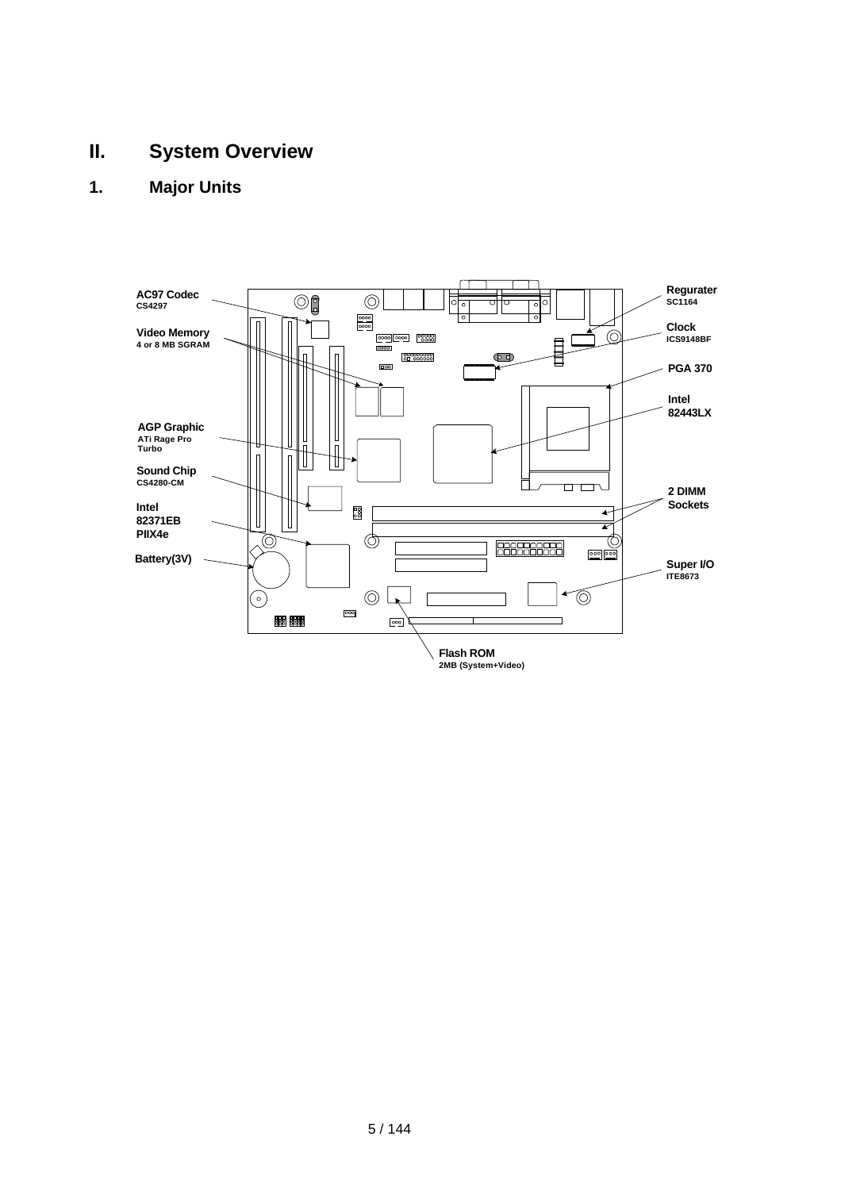# II. System Overview

## 1. Major Units

AC97 Codec
CS4297

Video Memory
4 or 8 MB SGRAM

AGP Graphic
ATi Rage Pro Turbo

Sound Chip
CS4280-CM

Intel
82371EB
PIIX4e

Battery(3V)

Regurater
SC1164

Clock
ICS9148BF

PGA 370

Intel
82443LX

2 DIMM Sockets

Super I/O
ITE8673

Flash ROM
2MB (System+Video)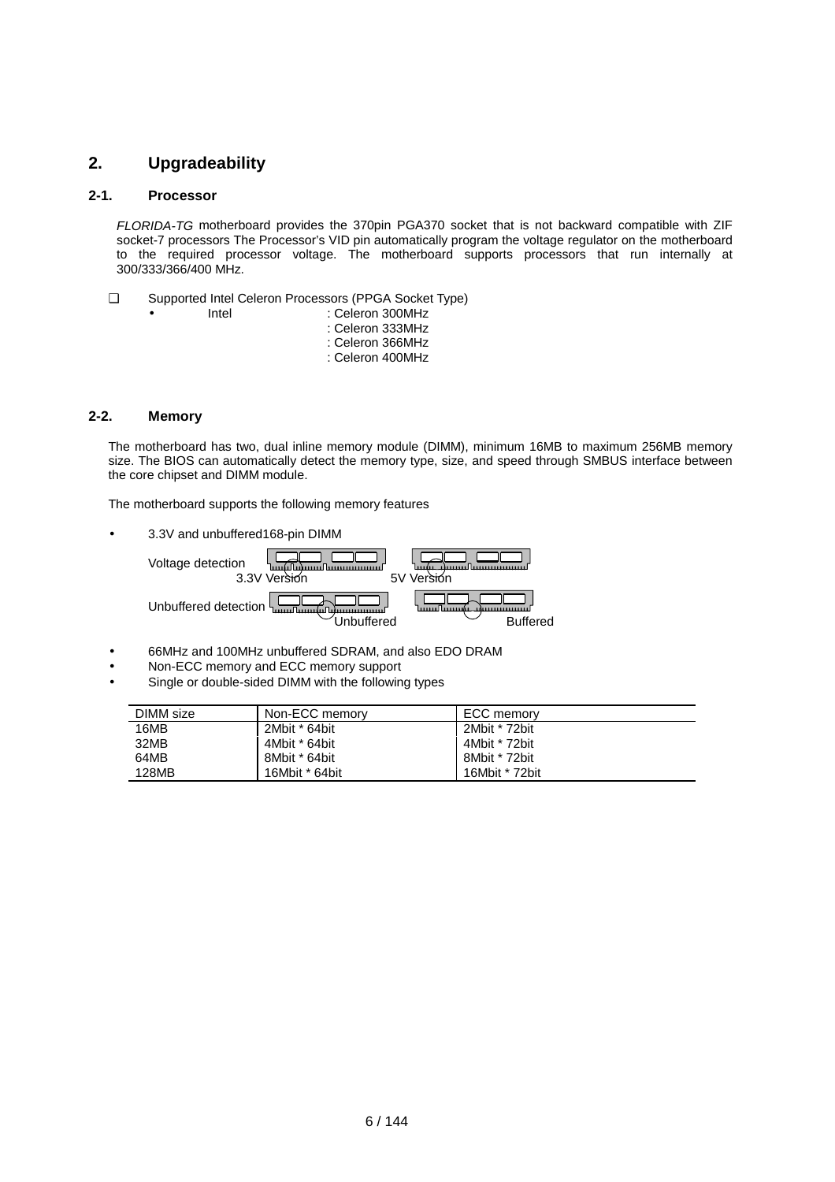## 2. Upgradeability

### 2-1. Processor

*FLORIDA-TG* motherboard provides the 370pin PGA370 socket that is not backward compatible with ZIF socket-7 processors The Processor's VID pin automatically program the voltage regulator on the motherboard to the required processor voltage. The motherboard supports processors that run internally at 300/333/366/400 MHz.

❑ Supported Intel Celeron Processors (PPGA Socket Type)

- Intel : Celeron 300MHz
  : Celeron 333MHz
  : Celeron 366MHz
  : Celeron 400MHz

### 2-2. Memory

The motherboard has two, dual inline memory module (DIMM), minimum 16MB to maximum 256MB memory size. The BIOS can automatically detect the memory type, size, and speed through SMBUS interface between the core chipset and DIMM module.

The motherboard supports the following memory features

- 3.3V and unbuffered168-pin DIMM

Voltage detection — 3.3V Version — 5V Version

Unbuffered detection — Unbuffered — Buffered

- 66MHz and 100MHz unbuffered SDRAM, and also EDO DRAM
- Non-ECC memory and ECC memory support
- Single or double-sided DIMM with the following types

| DIMM size | Non-ECC memory | ECC memory |
|---|---|---|
| 16MB | 2Mbit * 64bit | 2Mbit * 72bit |
| 32MB | 4Mbit * 64bit | 4Mbit * 72bit |
| 64MB | 8Mbit * 64bit | 8Mbit * 72bit |
| 128MB | 16Mbit * 64bit | 16Mbit * 72bit |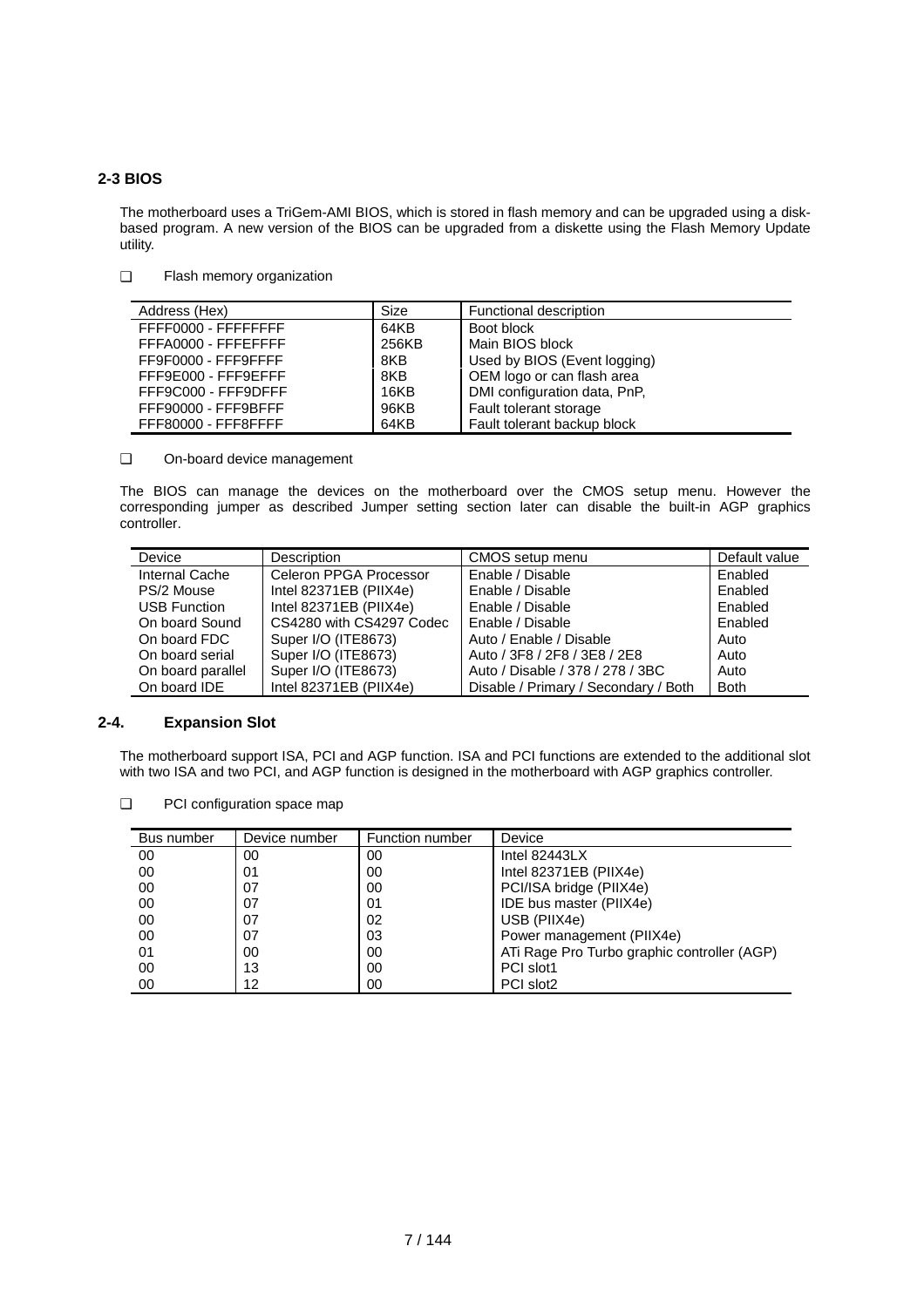## 2-3 BIOS

The motherboard uses a TriGem-AMI BIOS, which is stored in flash memory and can be upgraded using a disk-based program. A new version of the BIOS can be upgraded from a diskette using the Flash Memory Update utility.

- Flash memory organization

| Address (Hex) | Size | Functional description |
|---|---|---|
| FFFF0000 - FFFFFFFF | 64KB | Boot block |
| FFFA0000 - FFFEFFFF | 256KB | Main BIOS block |
| FF9F0000 - FFF9FFFF | 8KB | Used by BIOS (Event logging) |
| FFF9E000 - FFF9EFFF | 8KB | OEM logo or can flash area |
| FFF9C000 - FFF9DFFF | 16KB | DMI configuration data, PnP, |
| FFF90000 - FFF9BFFF | 96KB | Fault tolerant storage |
| FFF80000 - FFF8FFFF | 64KB | Fault tolerant backup block |

- On-board device management

The BIOS can manage the devices on the motherboard over the CMOS setup menu. However the corresponding jumper as described Jumper setting section later can disable the built-in AGP graphics controller.

| Device | Description | CMOS setup menu | Default value |
|---|---|---|---|
| Internal Cache | Celeron PPGA Processor | Enable / Disable | Enabled |
| PS/2 Mouse | Intel 82371EB (PIIX4e) | Enable / Disable | Enabled |
| USB Function | Intel 82371EB (PIIX4e) | Enable / Disable | Enabled |
| On board Sound | CS4280 with CS4297 Codec | Enable / Disable | Enabled |
| On board FDC | Super I/O (ITE8673) | Auto / Enable / Disable | Auto |
| On board serial | Super I/O (ITE8673) | Auto / 3F8 / 2F8 / 3E8 / 2E8 | Auto |
| On board parallel | Super I/O (ITE8673) | Auto / Disable / 378 / 278 / 3BC | Auto |
| On board IDE | Intel 82371EB (PIIX4e) | Disable / Primary / Secondary / Both | Both |

## 2-4. Expansion Slot

The motherboard support ISA, PCI and AGP function. ISA and PCI functions are extended to the additional slot with two ISA and two PCI, and AGP function is designed in the motherboard with AGP graphics controller.

- PCI configuration space map

| Bus number | Device number | Function number | Device |
|---|---|---|---|
| 00 | 00 | 00 | Intel 82443LX |
| 00 | 01 | 00 | Intel 82371EB (PIIX4e) |
| 00 | 07 | 00 | PCI/ISA bridge (PIIX4e) |
| 00 | 07 | 01 | IDE bus master (PIIX4e) |
| 00 | 07 | 02 | USB (PIIX4e) |
| 00 | 07 | 03 | Power management (PIIX4e) |
| 01 | 00 | 00 | ATi Rage Pro Turbo graphic controller (AGP) |
| 00 | 13 | 00 | PCI slot1 |
| 00 | 12 | 00 | PCI slot2 |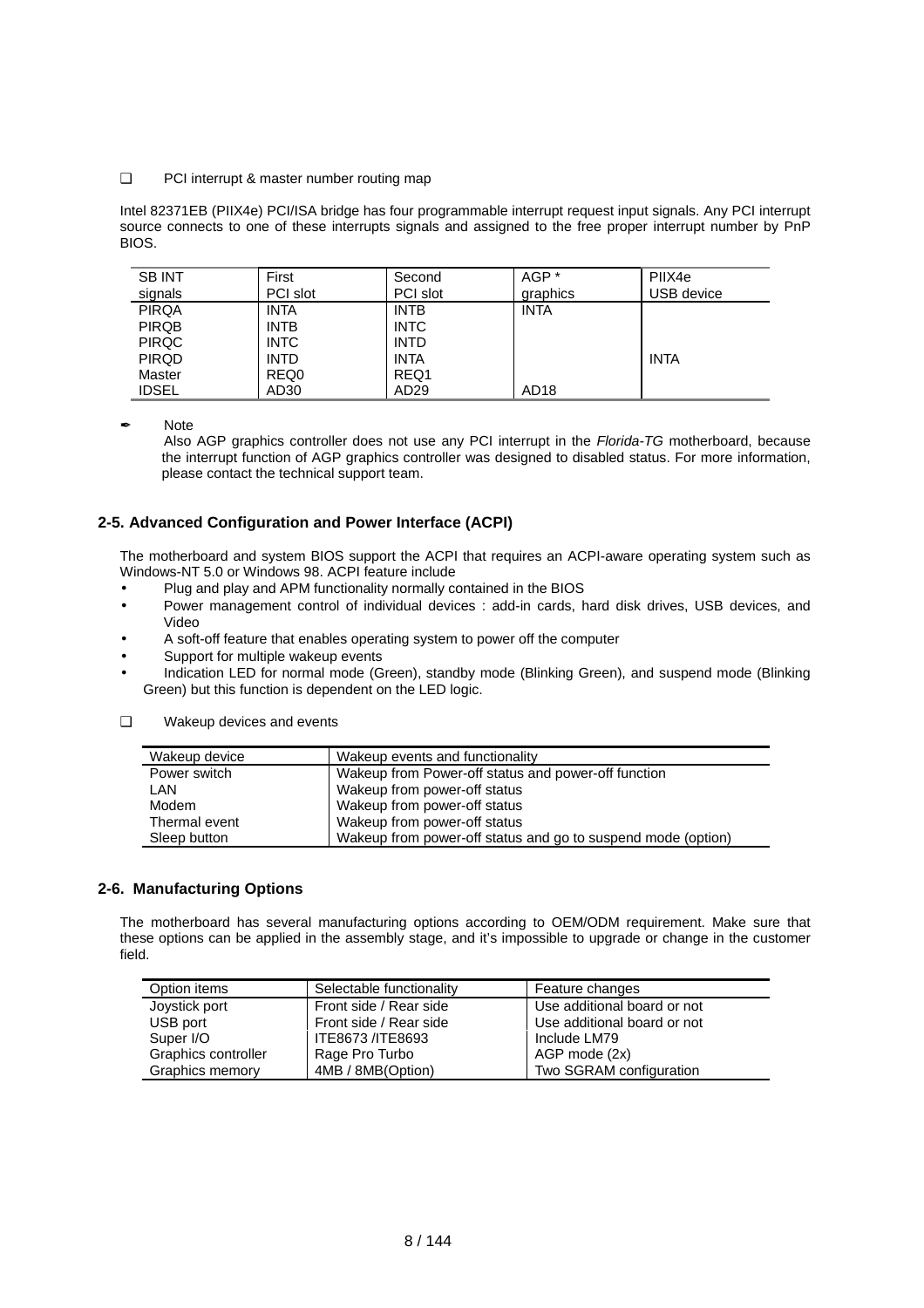❑ PCI interrupt & master number routing map

Intel 82371EB (PIIX4e) PCI/ISA bridge has four programmable interrupt request input signals. Any PCI interrupt source connects to one of these interrupts signals and assigned to the free proper interrupt number by PnP BIOS.

| SB INT signals | First PCI slot | Second PCI slot | AGP * graphics | PIIX4e USB device |
|---|---|---|---|---|
| PIRQA | INTA | INTB | INTA | |
| PIRQB | INTB | INTC | | |
| PIRQC | INTC | INTD | | |
| PIRQD | INTD | INTA | | INTA |
| Master | REQ0 | REQ1 | | |
| IDSEL | AD30 | AD29 | AD18 | |

✒ Note

Also AGP graphics controller does not use any PCI interrupt in the *Florida-TG* motherboard, because the interrupt function of AGP graphics controller was designed to disabled status. For more information, please contact the technical support team.

## 2-5. Advanced Configuration and Power Interface (ACPI)

The motherboard and system BIOS support the ACPI that requires an ACPI-aware operating system such as Windows-NT 5.0 or Windows 98. ACPI feature include

- Plug and play and APM functionality normally contained in the BIOS
- Power management control of individual devices : add-in cards, hard disk drives, USB devices, and Video
- A soft-off feature that enables operating system to power off the computer
- Support for multiple wakeup events
- Indication LED for normal mode (Green), standby mode (Blinking Green), and suspend mode (Blinking Green) but this function is dependent on the LED logic.

❑ Wakeup devices and events

| Wakeup device | Wakeup events and functionality |
|---|---|
| Power switch | Wakeup from Power-off status and power-off function |
| LAN | Wakeup from power-off status |
| Modem | Wakeup from power-off status |
| Thermal event | Wakeup from power-off status |
| Sleep button | Wakeup from power-off status and go to suspend mode (option) |

## 2-6. Manufacturing Options

The motherboard has several manufacturing options according to OEM/ODM requirement. Make sure that these options can be applied in the assembly stage, and it's impossible to upgrade or change in the customer field.

| Option items | Selectable functionality | Feature changes |
|---|---|---|
| Joystick port | Front side / Rear side | Use additional board or not |
| USB port | Front side / Rear side | Use additional board or not |
| Super I/O | ITE8673 /ITE8693 | Include LM79 |
| Graphics controller | Rage Pro Turbo | AGP mode (2x) |
| Graphics memory | 4MB / 8MB(Option) | Two SGRAM configuration |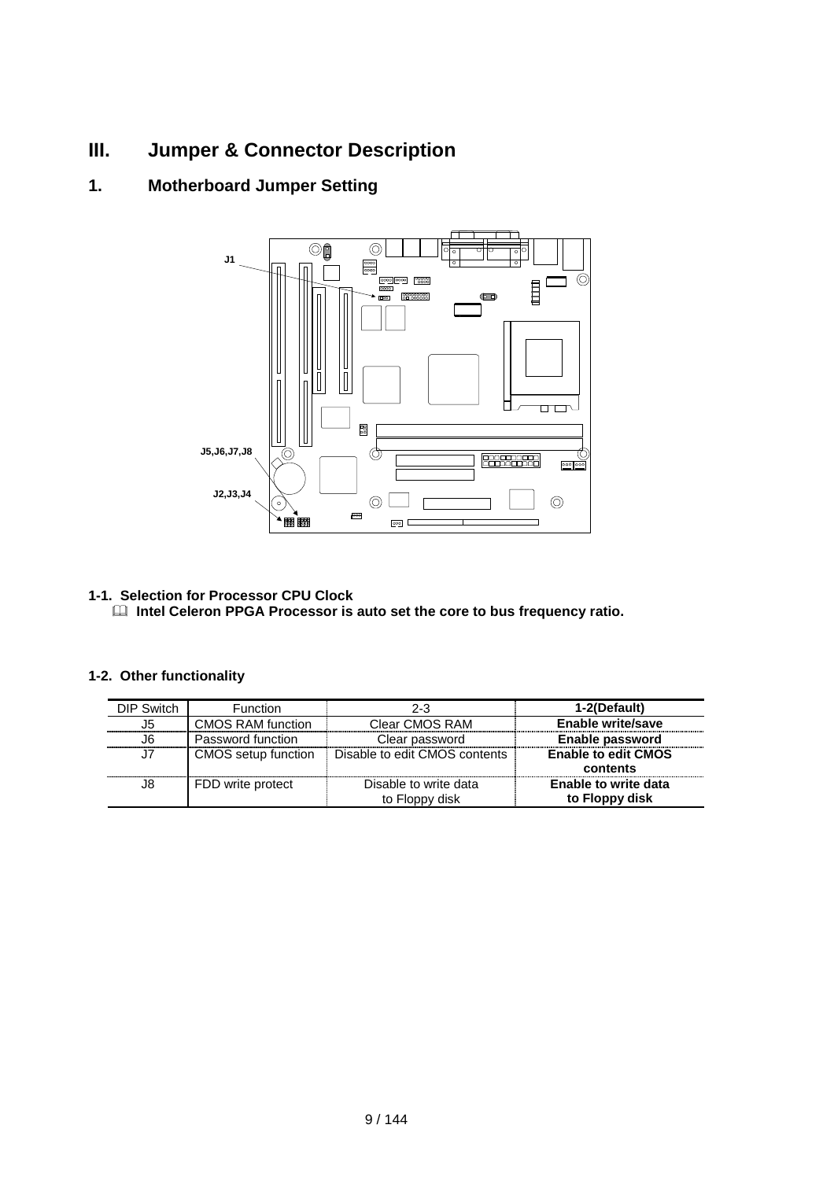# III. Jumper & Connector Description

## 1. Motherboard Jumper Setting

J1

J5,J6,J7,J8

J2,J3,J4

**1-1. Selection for Processor CPU Clock**

**Intel Celeron PPGA Processor is auto set the core to bus frequency ratio.**

**1-2. Other functionality**

| DIP Switch | Function | 2-3 | 1-2(Default) |
|---|---|---|---|
| J5 | CMOS RAM function | Clear CMOS RAM | **Enable write/save** |
| J6 | Password function | Clear password | **Enable password** |
| J7 | CMOS setup function | Disable to edit CMOS contents | **Enable to edit CMOS contents** |
| J8 | FDD write protect | Disable to write data to Floppy disk | **Enable to write data to Floppy disk** |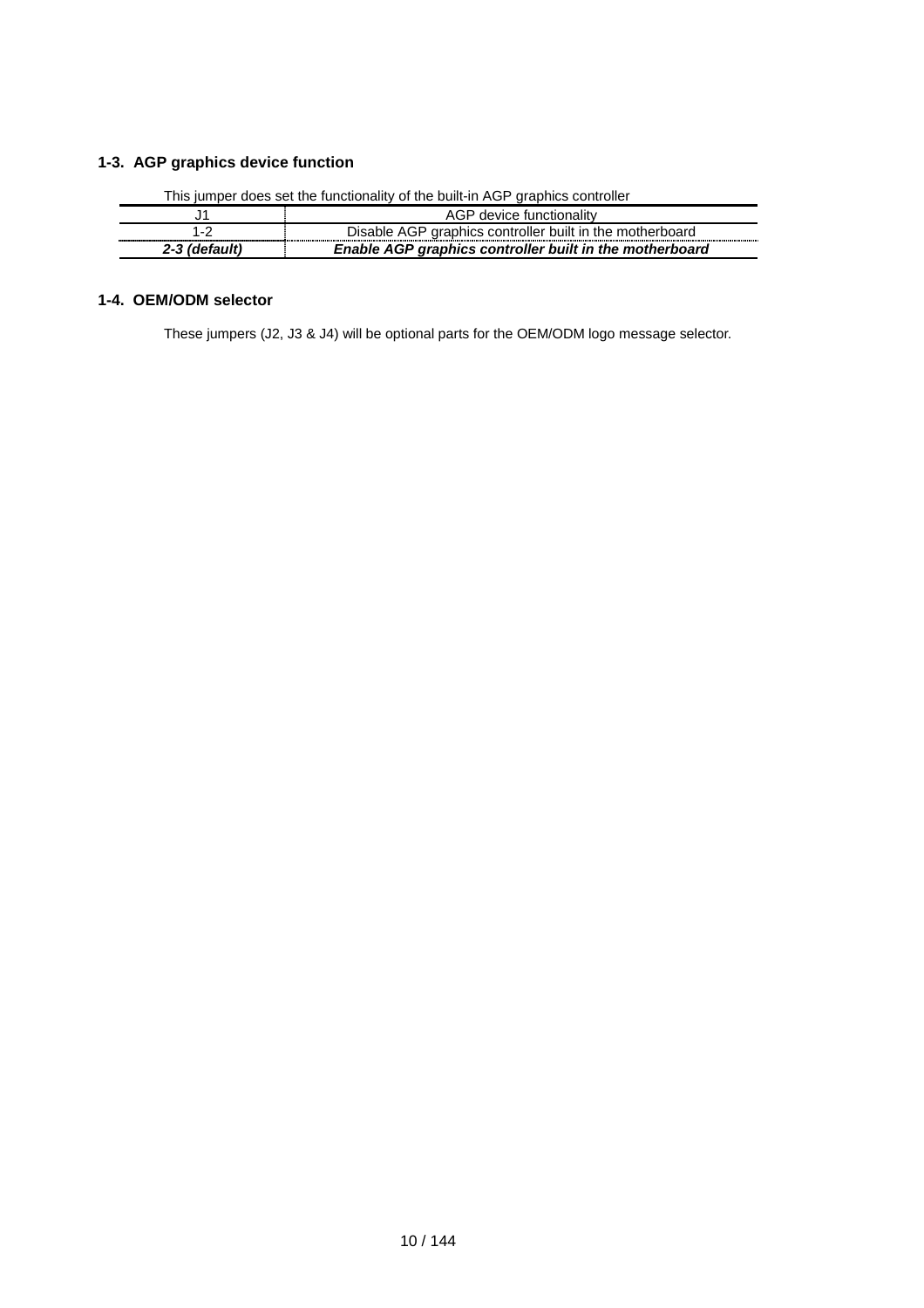### 1-3. AGP graphics device function

This jumper does set the functionality of the built-in AGP graphics controller

| J1 | AGP device functionality |
|---|---|
| 1-2 | Disable AGP graphics controller built in the motherboard |
| ***2-3 (default)*** | ***Enable AGP graphics controller built in the motherboard*** |

### 1-4. OEM/ODM selector

These jumpers (J2, J3 & J4) will be optional parts for the OEM/ODM logo message selector.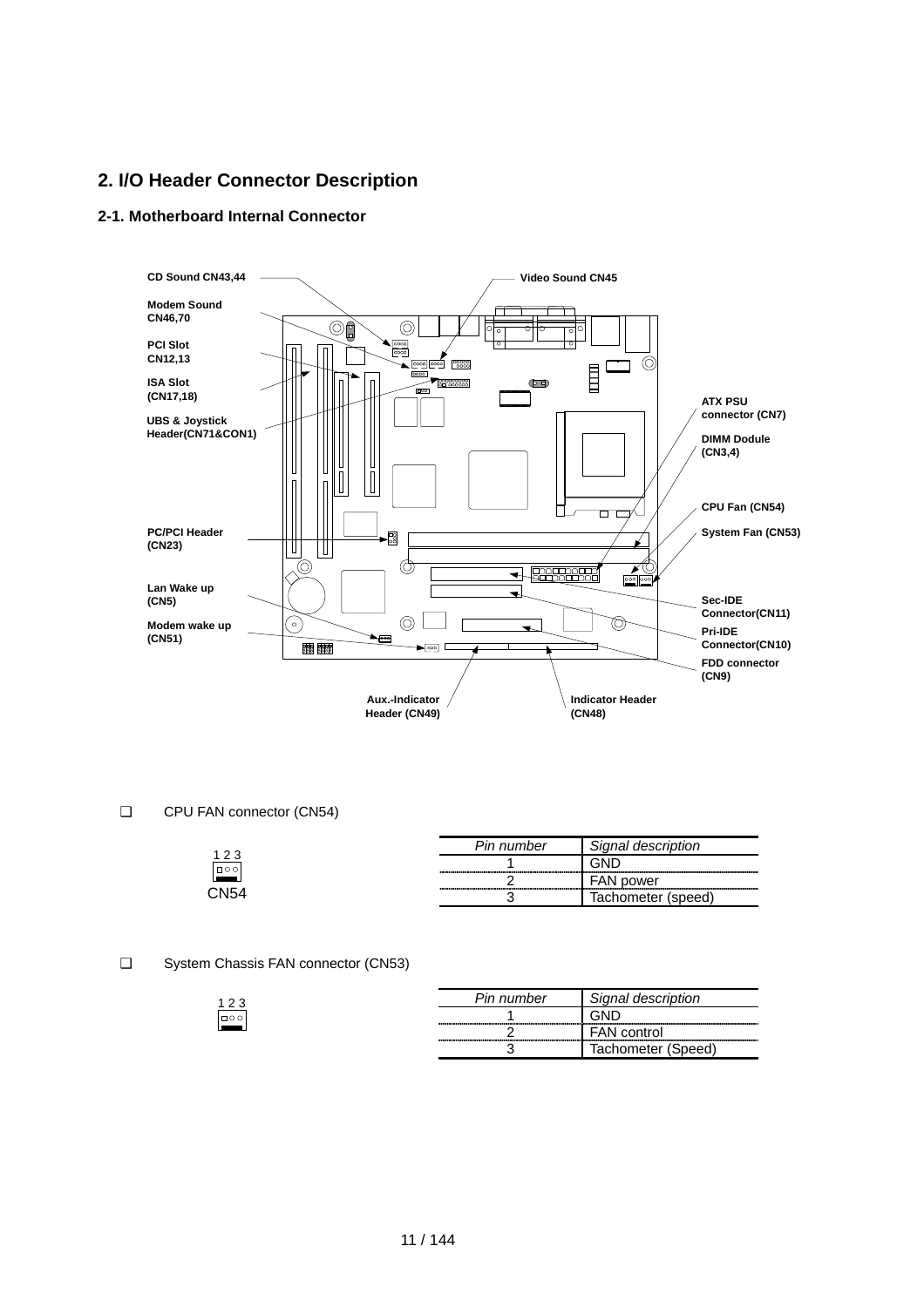## 2. I/O Header Connector Description

### 2-1. Motherboard Internal Connector

CD Sound CN43,44

Modem Sound CN46,70

PCI Slot CN12,13

ISA Slot (CN17,18)

UBS & Joystick Header(CN71&CON1)

PC/PCI Header (CN23)

Lan Wake up (CN5)

Modem wake up (CN51)

Video Sound CN45

ATX PSU connector (CN7)

DIMM Dodule (CN3,4)

CPU Fan (CN54)

System Fan (CN53)

Sec-IDE Connector(CN11)

Pri-IDE Connector(CN10)

FDD connector (CN9)

Aux.-Indicator Header (CN49)

Indicator Header (CN48)

- CPU FAN connector (CN54)

1 2 3

CN54

| *Pin number* | *Signal description* |
|---|---|
| 1 | GND |
| 2 | FAN power |
| 3 | Tachometer (speed) |

- System Chassis FAN connector (CN53)

1 2 3

| *Pin number* | *Signal description* |
|---|---|
| 1 | GND |
| 2 | FAN control |
| 3 | Tachometer (Speed) |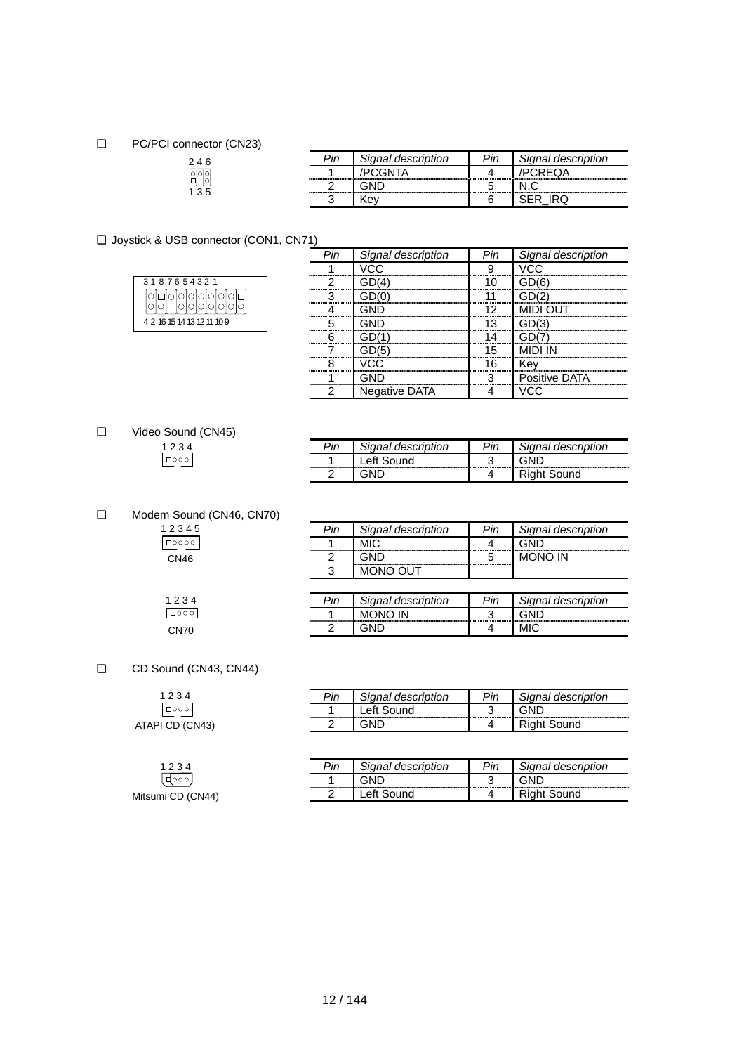❑ PC/PCI connector (CN23)

```
2 4 6
1 3 5
```

| Pin | Signal description | Pin | Signal description |
|---|---|---|---|
| 1 | /PCGNTA | 4 | /PCREQA |
| 2 | GND | 5 | N.C |
| 3 | Key | 6 | SER_IRQ |

❑ Joystick & USB connector (CON1, CN71)

```
3 1 8 7 6 5 4 3 2 1
4 2 16 15 14 13 12 11 10 9
```

| Pin | Signal description | Pin | Signal description |
|---|---|---|---|
| 1 | VCC | 9 | VCC |
| 2 | GD(4) | 10 | GD(6) |
| 3 | GD(0) | 11 | GD(2) |
| 4 | GND | 12 | MIDI OUT |
| 5 | GND | 13 | GD(3) |
| 6 | GD(1) | 14 | GD(7) |
| 7 | GD(5) | 15 | MIDI IN |
| 8 | VCC | 16 | Key |
| 1 | GND | 3 | Positive DATA |
| 2 | Negative DATA | 4 | VCC |

❑ Video Sound (CN45)

```
1 2 3 4
```

| Pin | Signal description | Pin | Signal description |
|---|---|---|---|
| 1 | Left Sound | 3 | GND |
| 2 | GND | 4 | Right Sound |

❑ Modem Sound (CN46, CN70)

```
1 2 3 4 5
```

CN46

| Pin | Signal description | Pin | Signal description |
|---|---|---|---|
| 1 | MIC | 4 | GND |
| 2 | GND | 5 | MONO IN |
| 3 | MONO OUT | | |

```
1 2 3 4
```

CN70

| Pin | Signal description | Pin | Signal description |
|---|---|---|---|
| 1 | MONO IN | 3 | GND |
| 2 | GND | 4 | MIC |

❑ CD Sound (CN43, CN44)

```
1 2 3 4
```

ATAPI CD (CN43)

| Pin | Signal description | Pin | Signal description |
|---|---|---|---|
| 1 | Left Sound | 3 | GND |
| 2 | GND | 4 | Right Sound |

```
1 2 3 4
```

Mitsumi CD (CN44)

| Pin | Signal description | Pin | Signal description |
|---|---|---|---|
| 1 | GND | 3 | GND |
| 2 | Left Sound | 4 | Right Sound |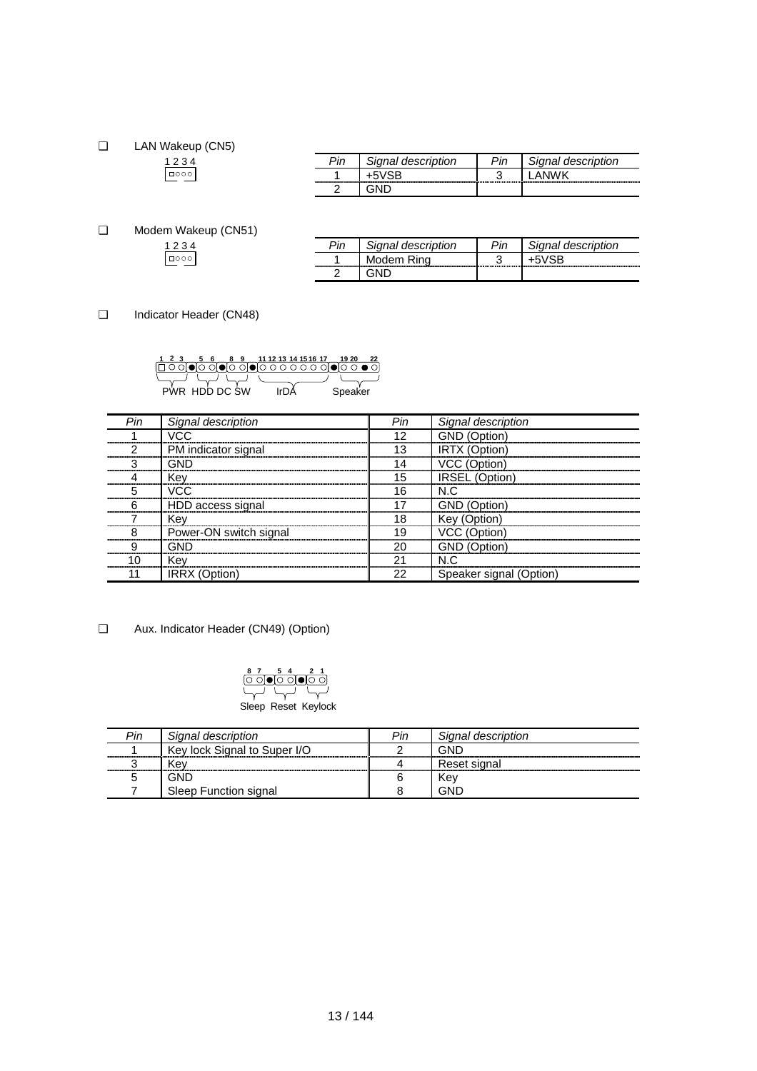- LAN Wakeup (CN5)

1 2 3 4

| Pin | Signal description | Pin | Signal description |
|---|---|---|---|
| 1 | +5VSB | 3 | LANWK |
| 2 | GND | | |

- Modem Wakeup (CN51)

1 2 3 4

| Pin | Signal description | Pin | Signal description |
|---|---|---|---|
| 1 | Modem Ring | 3 | +5VSB |
| 2 | GND | | |

- Indicator Header (CN48)

1 2 3 5 6 8 9 11 12 13 14 15 16 17 19 20 22

PWR HDD DC SW IrDA Speaker

| Pin | Signal description | Pin | Signal description |
|---|---|---|---|
| 1 | VCC | 12 | GND (Option) |
| 2 | PM indicator signal | 13 | IRTX (Option) |
| 3 | GND | 14 | VCC (Option) |
| 4 | Key | 15 | IRSEL (Option) |
| 5 | VCC | 16 | N.C |
| 6 | HDD access signal | 17 | GND (Option) |
| 7 | Key | 18 | Key (Option) |
| 8 | Power-ON switch signal | 19 | VCC (Option) |
| 9 | GND | 20 | GND (Option) |
| 10 | Key | 21 | N.C |
| 11 | IRRX (Option) | 22 | Speaker signal (Option) |

- Aux. Indicator Header (CN49) (Option)

8 7 5 4 2 1

Sleep Reset Keylock

| Pin | Signal description | Pin | Signal description |
|---|---|---|---|
| 1 | Key lock Signal to Super I/O | 2 | GND |
| 3 | Key | 4 | Reset signal |
| 5 | GND | 6 | Key |
| 7 | Sleep Function signal | 8 | GND |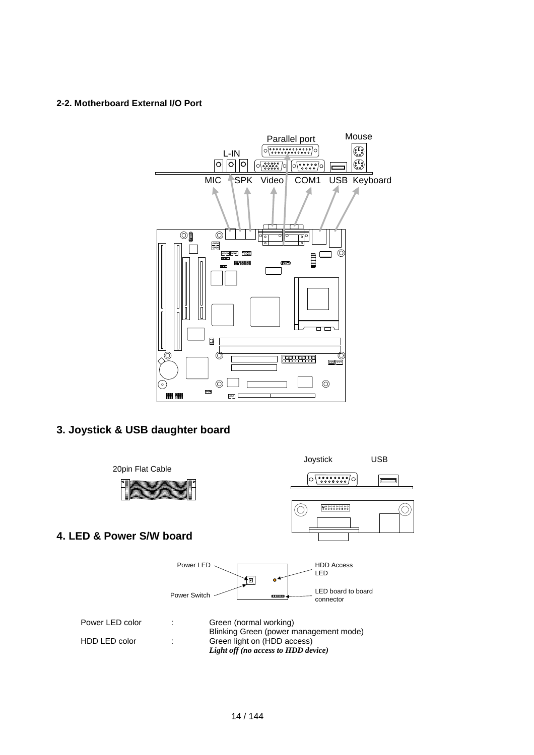### 2-2. Motherboard External I/O Port

Parallel port
Mouse
L-IN
MIC SPK Video COM1 USB Keyboard

## 3. Joystick & USB daughter board

20pin Flat Cable
Joystick USB

## 4. LED & Power S/W board

Power LED
Power Switch
HDD Access LED
LED board to board connector

| | | |
|---|---|---|
| Power LED color | : | Green (normal working)<br>Blinking Green (power management mode) |
| HDD LED color | : | Green light on (HDD access)<br>***Light off (no access to HDD device)*** |